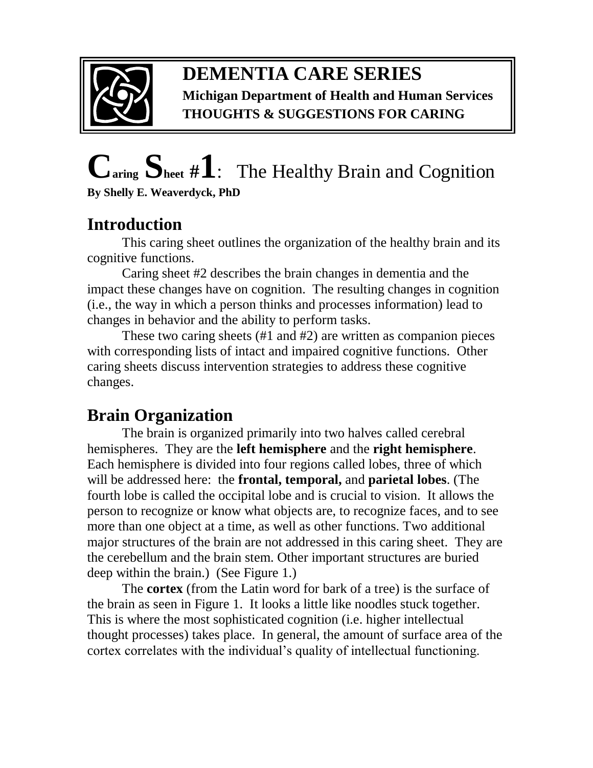**DEMENTIA CARE SERIES**

**Michigan Department of Health and Human Services**

**THOUGHTS & SUGGESTIONS FOR CARING**

# Caring Sheet #1: The Healthy Brain and Cognition

**By Shelly E. Weaverdyck, PhD**

## Introduction

This caring sheet outlines the organization of the healthy brain and its cognitive functions.

Caring sheet #2 describes the brain changes in dementia and the impact these changes have on cognition. The resulting changes in cognition (i.e., the way in which a person thinks and processes information) lead to changes in behavior and the ability to perform tasks.

These two caring sheets (#1 and #2) are written as companion pieces with corresponding lists of intact and impaired cognitive functions. Other caring sheets discuss intervention strategies to address these cognitive changes.

## Brain Organization

The brain is organized primarily into two halves called cerebral hemispheres. They are the **left hemisphere** and the **right hemisphere**. Each hemisphere is divided into four regions called lobes, three of which will be addressed here: the **frontal, temporal,** and **parietal lobes**. (The fourth lobe is called the occipital lobe and is crucial to vision. It allows the person to recognize or know what objects are, to recognize faces, and to see more than one object at a time, as well as other functions. Two additional major structures of the brain are not addressed in this caring sheet. They are the cerebellum and the brain stem. Other important structures are buried deep within the brain.) (See Figure 1.)

The **cortex** (from the Latin word for bark of a tree) is the surface of the brain as seen in Figure 1. It looks a little like noodles stuck together. This is where the most sophisticated cognition (i.e. higher intellectual thought processes) takes place. In general, the amount of surface area of the cortex correlates with the individual's quality of intellectual functioning.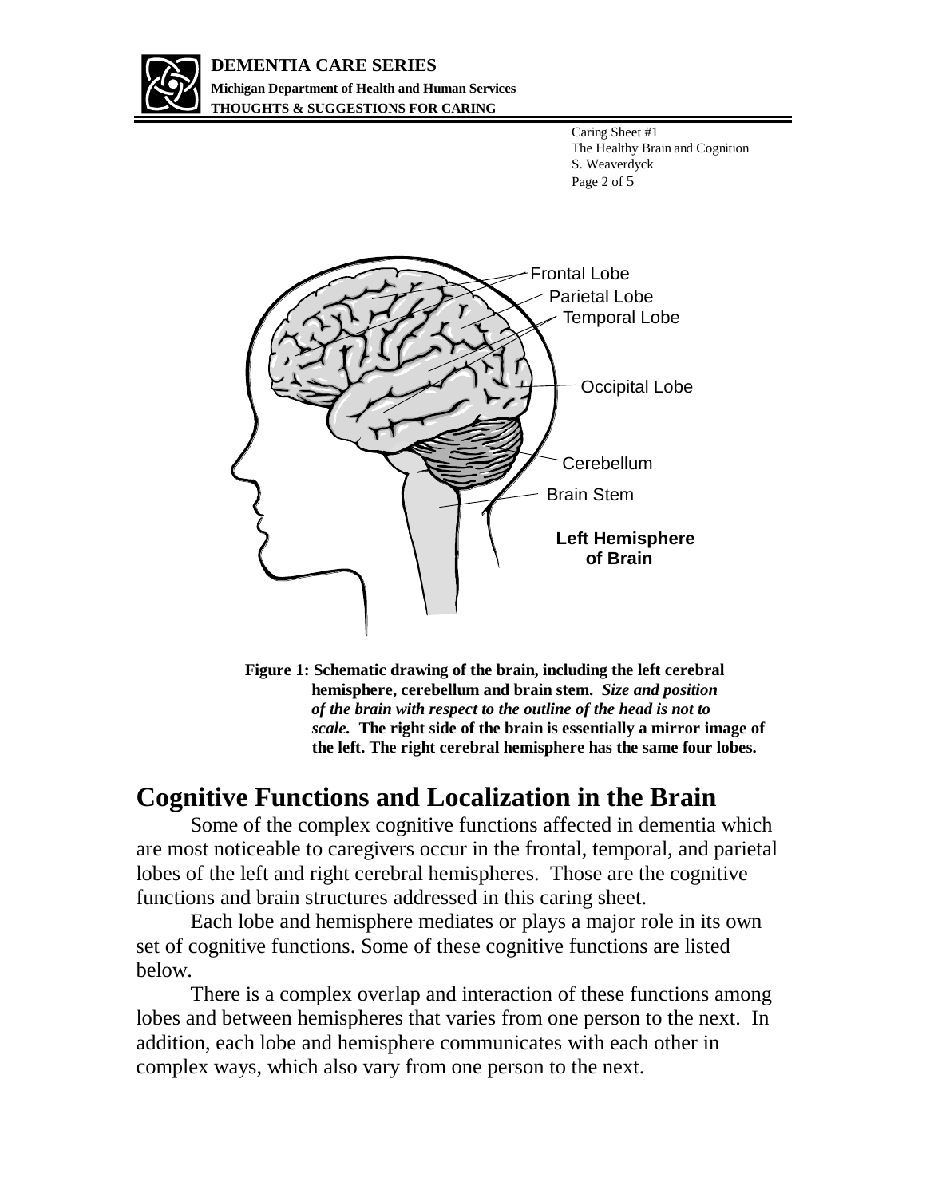Caring Sheet #1
The Healthy Brain and Cognition
S. Weaverdyck

Frontal Lobe
Parietal Lobe
Temporal Lobe
Occipital Lobe
Cerebellum
Brain Stem

**Left Hemisphere of Brain**

**Figure 1: Schematic drawing of the brain, including the left cerebral hemisphere, cerebellum and brain stem. *Size and position of the brain with respect to the outline of the head is not to scale.* The right side of the brain is essentially a mirror image of the left. The right cerebral hemisphere has the same four lobes.**

# Cognitive Functions and Localization in the Brain

Some of the complex cognitive functions affected in dementia which are most noticeable to caregivers occur in the frontal, temporal, and parietal lobes of the left and right cerebral hemispheres. Those are the cognitive functions and brain structures addressed in this caring sheet.

Each lobe and hemisphere mediates or plays a major role in its own set of cognitive functions. Some of these cognitive functions are listed below.

There is a complex overlap and interaction of these functions among lobes and between hemispheres that varies from one person to the next. In addition, each lobe and hemisphere communicates with each other in complex ways, which also vary from one person to the next.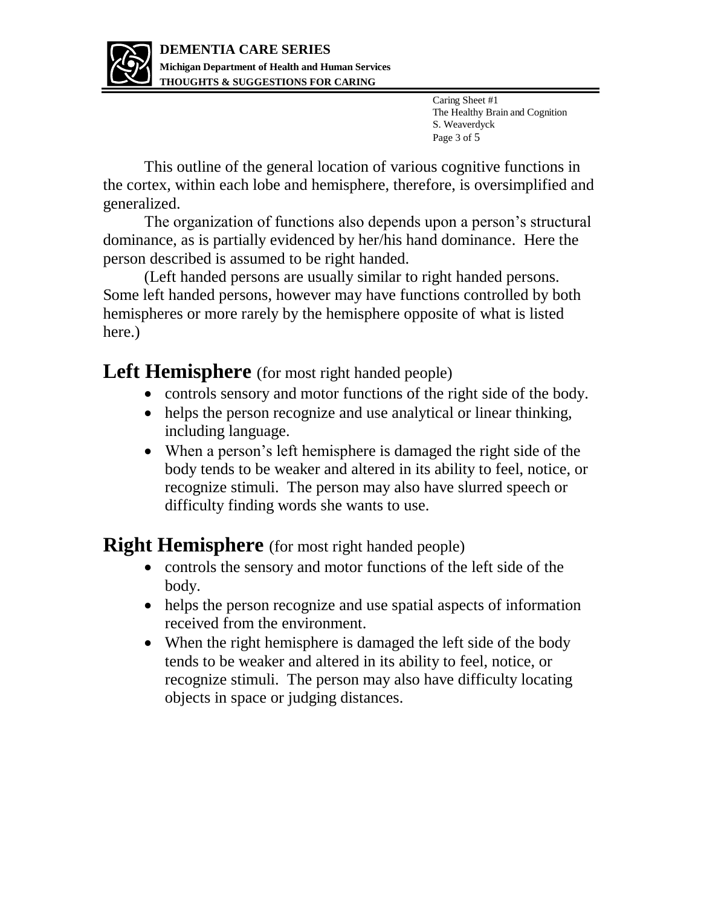This outline of the general location of various cognitive functions in the cortex, within each lobe and hemisphere, therefore, is oversimplified and generalized.

The organization of functions also depends upon a person's structural dominance, as is partially evidenced by her/his hand dominance. Here the person described is assumed to be right handed.

(Left handed persons are usually similar to right handed persons. Some left handed persons, however may have functions controlled by both hemispheres or more rarely by the hemisphere opposite of what is listed here.)

## **Left Hemisphere** (for most right handed people)

- controls sensory and motor functions of the right side of the body.
- helps the person recognize and use analytical or linear thinking, including language.
- When a person's left hemisphere is damaged the right side of the body tends to be weaker and altered in its ability to feel, notice, or recognize stimuli. The person may also have slurred speech or difficulty finding words she wants to use.

## **Right Hemisphere** (for most right handed people)

- controls the sensory and motor functions of the left side of the body.
- helps the person recognize and use spatial aspects of information received from the environment.
- When the right hemisphere is damaged the left side of the body tends to be weaker and altered in its ability to feel, notice, or recognize stimuli. The person may also have difficulty locating objects in space or judging distances.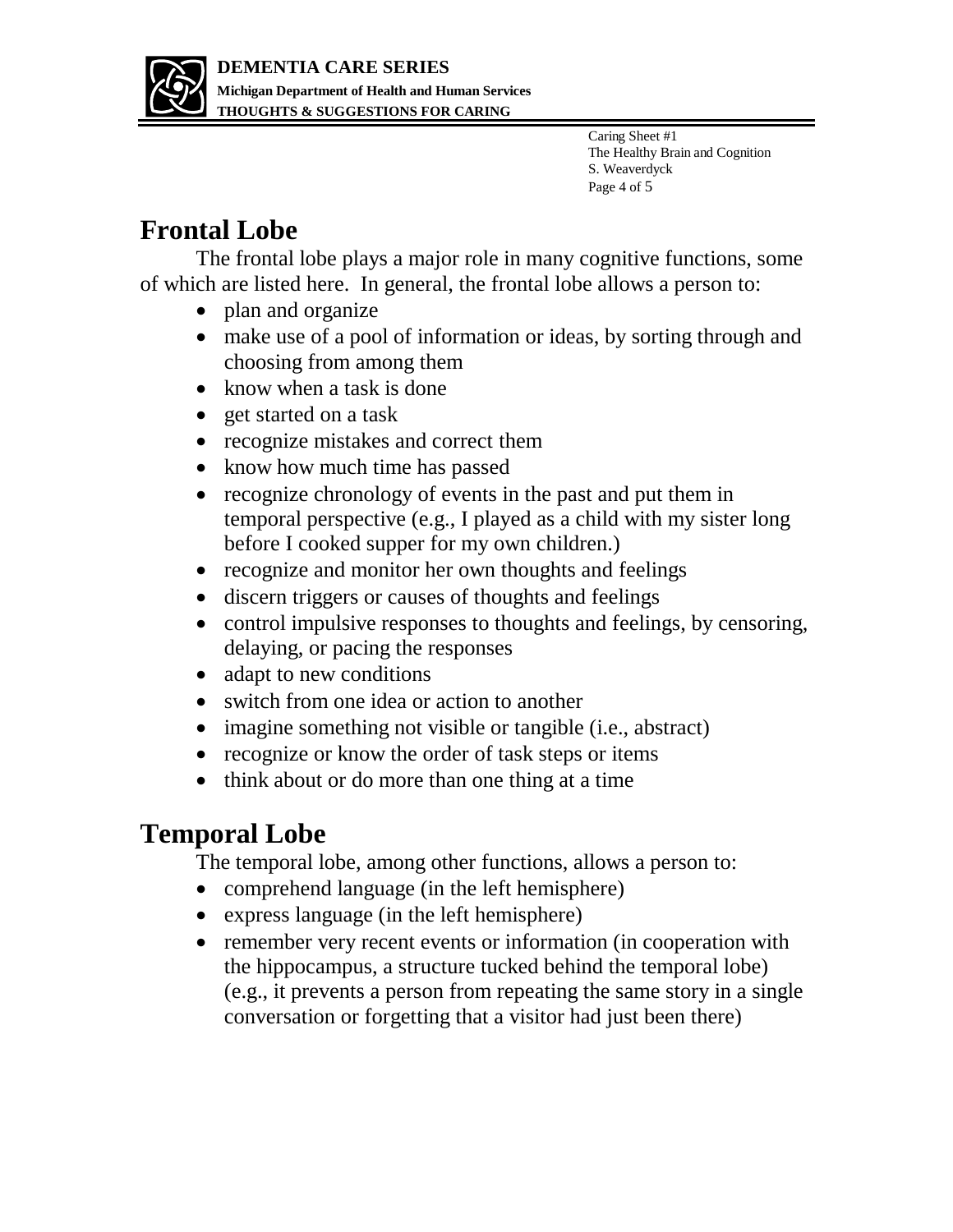## Frontal Lobe

The frontal lobe plays a major role in many cognitive functions, some of which are listed here. In general, the frontal lobe allows a person to:

- plan and organize
- make use of a pool of information or ideas, by sorting through and choosing from among them
- know when a task is done
- get started on a task
- recognize mistakes and correct them
- know how much time has passed
- recognize chronology of events in the past and put them in temporal perspective (e.g., I played as a child with my sister long before I cooked supper for my own children.)
- recognize and monitor her own thoughts and feelings
- discern triggers or causes of thoughts and feelings
- control impulsive responses to thoughts and feelings, by censoring, delaying, or pacing the responses
- adapt to new conditions
- switch from one idea or action to another
- imagine something not visible or tangible (i.e., abstract)
- recognize or know the order of task steps or items
- think about or do more than one thing at a time

## Temporal Lobe

The temporal lobe, among other functions, allows a person to:

- comprehend language (in the left hemisphere)
- express language (in the left hemisphere)
- remember very recent events or information (in cooperation with the hippocampus, a structure tucked behind the temporal lobe) (e.g., it prevents a person from repeating the same story in a single conversation or forgetting that a visitor had just been there)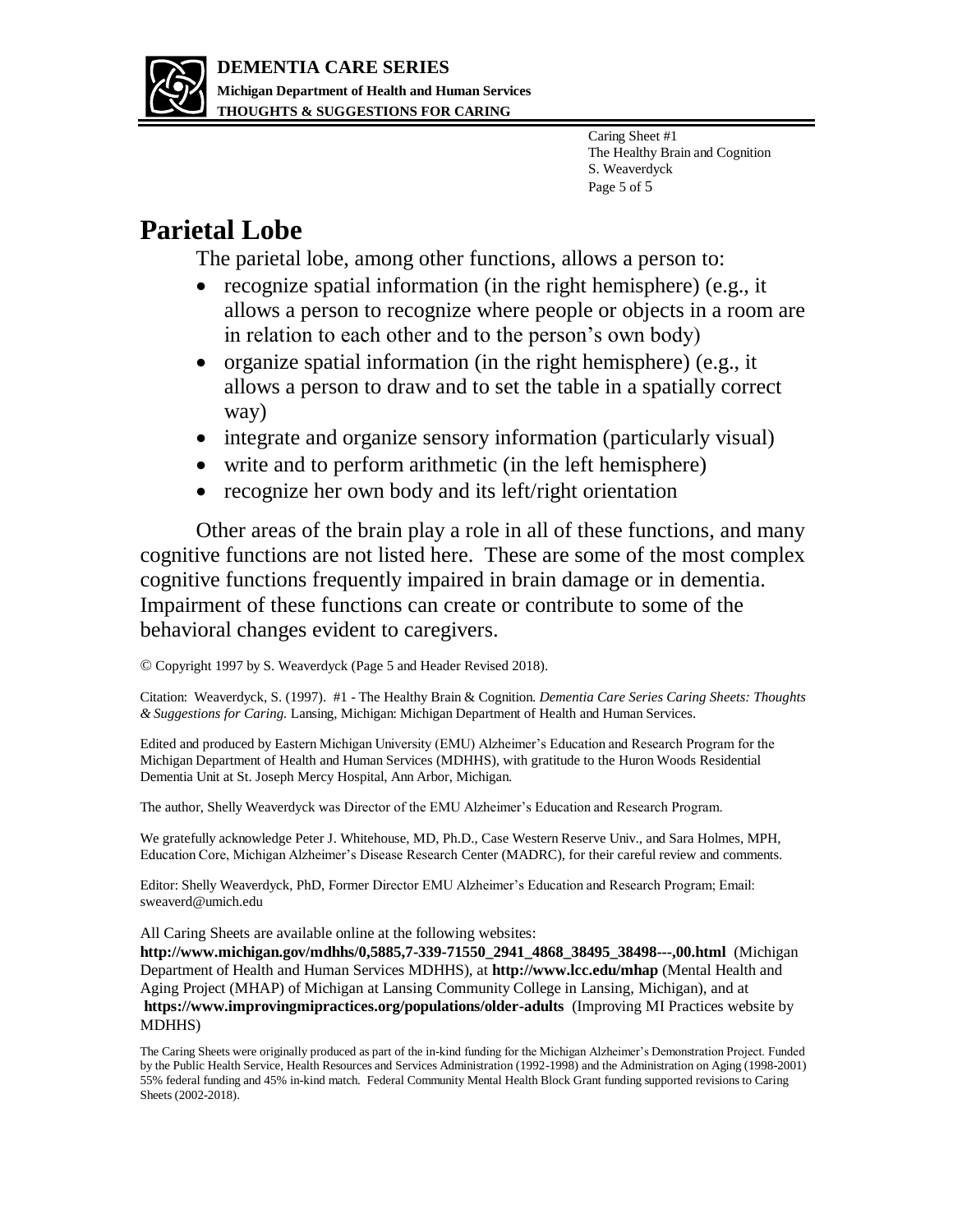## Parietal Lobe

The parietal lobe, among other functions, allows a person to:

- recognize spatial information (in the right hemisphere) (e.g., it allows a person to recognize where people or objects in a room are in relation to each other and to the person's own body)
- organize spatial information (in the right hemisphere) (e.g., it allows a person to draw and to set the table in a spatially correct way)
- integrate and organize sensory information (particularly visual)
- write and to perform arithmetic (in the left hemisphere)
- recognize her own body and its left/right orientation

Other areas of the brain play a role in all of these functions, and many cognitive functions are not listed here. These are some of the most complex cognitive functions frequently impaired in brain damage or in dementia. Impairment of these functions can create or contribute to some of the behavioral changes evident to caregivers.

© Copyright 1997 by S. Weaverdyck (Page 5 and Header Revised 2018).

Citation: Weaverdyck, S. (1997). #1 - The Healthy Brain & Cognition. *Dementia Care Series Caring Sheets: Thoughts & Suggestions for Caring.* Lansing, Michigan: Michigan Department of Health and Human Services.

Edited and produced by Eastern Michigan University (EMU) Alzheimer's Education and Research Program for the Michigan Department of Health and Human Services (MDHHS), with gratitude to the Huron Woods Residential Dementia Unit at St. Joseph Mercy Hospital, Ann Arbor, Michigan.

The author, Shelly Weaverdyck was Director of the EMU Alzheimer's Education and Research Program.

We gratefully acknowledge Peter J. Whitehouse, MD, Ph.D., Case Western Reserve Univ., and Sara Holmes, MPH, Education Core, Michigan Alzheimer's Disease Research Center (MADRC), for their careful review and comments.

Editor: Shelly Weaverdyck, PhD, Former Director EMU Alzheimer's Education and Research Program; Email: sweaverd@umich.edu

All Caring Sheets are available online at the following websites: **http://www.michigan.gov/mdhhs/0,5885,7-339-71550_2941_4868_38495_38498---,00.html** (Michigan Department of Health and Human Services MDHHS), at **http://www.lcc.edu/mhap** (Mental Health and Aging Project (MHAP) of Michigan at Lansing Community College in Lansing, Michigan), and at **https://www.improvingmipractices.org/populations/older-adults** (Improving MI Practices website by MDHHS)

The Caring Sheets were originally produced as part of the in-kind funding for the Michigan Alzheimer's Demonstration Project. Funded by the Public Health Service, Health Resources and Services Administration (1992-1998) and the Administration on Aging (1998-2001) 55% federal funding and 45% in-kind match. Federal Community Mental Health Block Grant funding supported revisions to Caring Sheets (2002-2018).